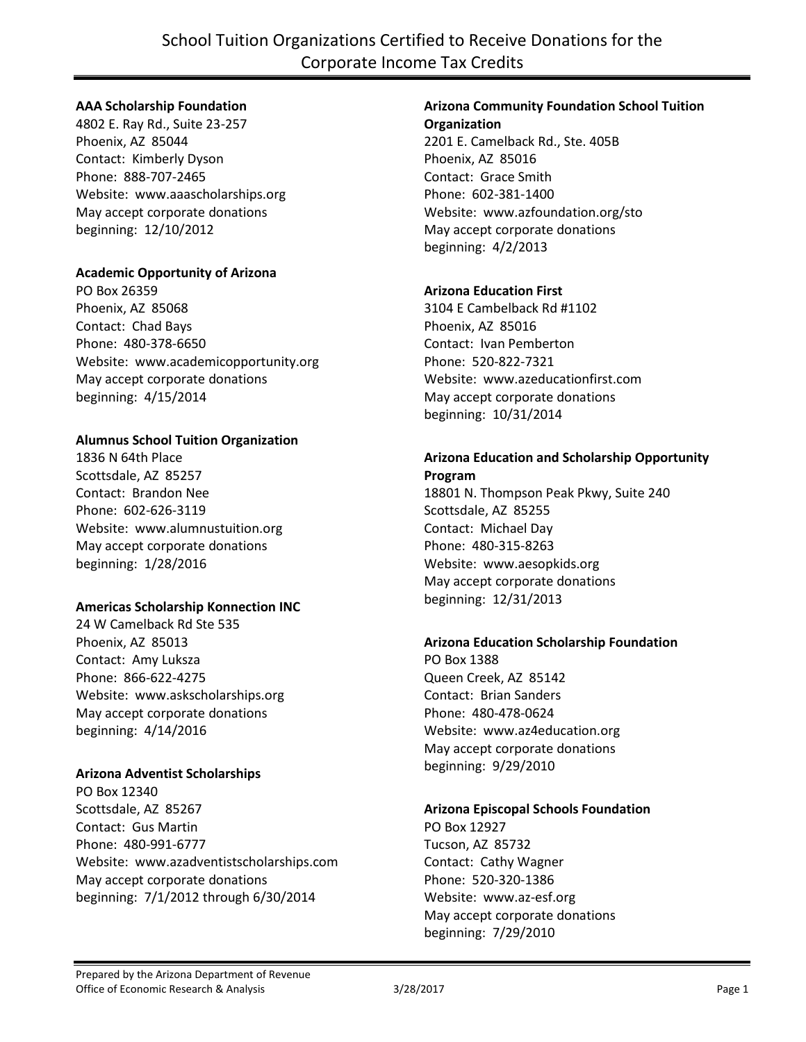# School Tuition Organizations Certified to Receive Donations for the Corporate Income Tax Credits

**AAA Scholarship Foundation**
4802 E. Ray Rd., Suite 23-257
Phoenix, AZ 85044
Contact: Kimberly Dyson
Phone: 888-707-2465
Website: www.aaascholarships.org
May accept corporate donations beginning: 12/10/2012

**Academic Opportunity of Arizona**
PO Box 26359
Phoenix, AZ 85068
Contact: Chad Bays
Phone: 480-378-6650
Website: www.academicopportunity.org
May accept corporate donations beginning: 4/15/2014

**Alumnus School Tuition Organization**
1836 N 64th Place
Scottsdale, AZ 85257
Contact: Brandon Nee
Phone: 602-626-3119
Website: www.alumnustuition.org
May accept corporate donations beginning: 1/28/2016

**Americas Scholarship Konnection INC**
24 W Camelback Rd Ste 535
Phoenix, AZ 85013
Contact: Amy Luksza
Phone: 866-622-4275
Website: www.askscholarships.org
May accept corporate donations beginning: 4/14/2016

**Arizona Adventist Scholarships**
PO Box 12340
Scottsdale, AZ 85267
Contact: Gus Martin
Phone: 480-991-6777
Website: www.azadventistscholarships.com
May accept corporate donations beginning: 7/1/2012 through 6/30/2014

**Arizona Community Foundation School Tuition Organization**
2201 E. Camelback Rd., Ste. 405B
Phoenix, AZ 85016
Contact: Grace Smith
Phone: 602-381-1400
Website: www.azfoundation.org/sto
May accept corporate donations beginning: 4/2/2013

**Arizona Education First**
3104 E Cambelback Rd #1102
Phoenix, AZ 85016
Contact: Ivan Pemberton
Phone: 520-822-7321
Website: www.azeducationfirst.com
May accept corporate donations beginning: 10/31/2014

**Arizona Education and Scholarship Opportunity Program**
18801 N. Thompson Peak Pkwy, Suite 240
Scottsdale, AZ 85255
Contact: Michael Day
Phone: 480-315-8263
Website: www.aesopkids.org
May accept corporate donations beginning: 12/31/2013

**Arizona Education Scholarship Foundation**
PO Box 1388
Queen Creek, AZ 85142
Contact: Brian Sanders
Phone: 480-478-0624
Website: www.az4education.org
May accept corporate donations beginning: 9/29/2010

**Arizona Episcopal Schools Foundation**
PO Box 12927
Tucson, AZ 85732
Contact: Cathy Wagner
Phone: 520-320-1386
Website: www.az-esf.org
May accept corporate donations beginning: 7/29/2010

Prepared by the Arizona Department of Revenue
Office of Economic Research & Analysis
3/28/2017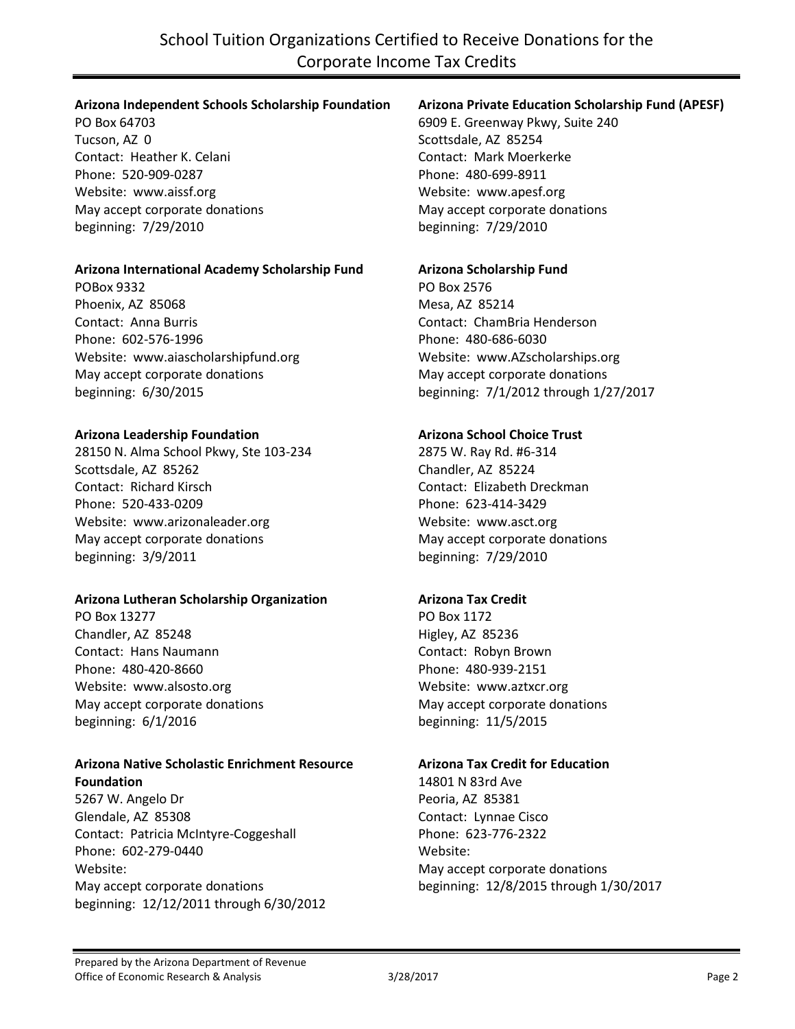# School Tuition Organizations Certified to Receive Donations for the Corporate Income Tax Credits

**Arizona Independent Schools Scholarship Foundation**
PO Box 64703
Tucson, AZ 0
Contact: Heather K. Celani
Phone: 520-909-0287
Website: www.aissf.org
May accept corporate donations
beginning: 7/29/2010

**Arizona International Academy Scholarship Fund**
POBox 9332
Phoenix, AZ 85068
Contact: Anna Burris
Phone: 602-576-1996
Website: www.aiascholarshipfund.org
May accept corporate donations
beginning: 6/30/2015

**Arizona Leadership Foundation**
28150 N. Alma School Pkwy, Ste 103-234
Scottsdale, AZ 85262
Contact: Richard Kirsch
Phone: 520-433-0209
Website: www.arizonaleader.org
May accept corporate donations
beginning: 3/9/2011

**Arizona Lutheran Scholarship Organization**
PO Box 13277
Chandler, AZ 85248
Contact: Hans Naumann
Phone: 480-420-8660
Website: www.alsosto.org
May accept corporate donations
beginning: 6/1/2016

**Arizona Native Scholastic Enrichment Resource Foundation**
5267 W. Angelo Dr
Glendale, AZ 85308
Contact: Patricia McIntyre-Coggeshall
Phone: 602-279-0440
Website:
May accept corporate donations
beginning: 12/12/2011 through 6/30/2012

**Arizona Private Education Scholarship Fund (APESF)**
6909 E. Greenway Pkwy, Suite 240
Scottsdale, AZ 85254
Contact: Mark Moerkerke
Phone: 480-699-8911
Website: www.apesf.org
May accept corporate donations
beginning: 7/29/2010

**Arizona Scholarship Fund**
PO Box 2576
Mesa, AZ 85214
Contact: ChamBria Henderson
Phone: 480-686-6030
Website: www.AZscholarships.org
May accept corporate donations
beginning: 7/1/2012 through 1/27/2017

**Arizona School Choice Trust**
2875 W. Ray Rd. #6-314
Chandler, AZ 85224
Contact: Elizabeth Dreckman
Phone: 623-414-3429
Website: www.asct.org
May accept corporate donations
beginning: 7/29/2010

**Arizona Tax Credit**
PO Box 1172
Higley, AZ 85236
Contact: Robyn Brown
Phone: 480-939-2151
Website: www.aztxcr.org
May accept corporate donations
beginning: 11/5/2015

**Arizona Tax Credit for Education**
14801 N 83rd Ave
Peoria, AZ 85381
Contact: Lynnae Cisco
Phone: 623-776-2322
Website:
May accept corporate donations
beginning: 12/8/2015 through 1/30/2017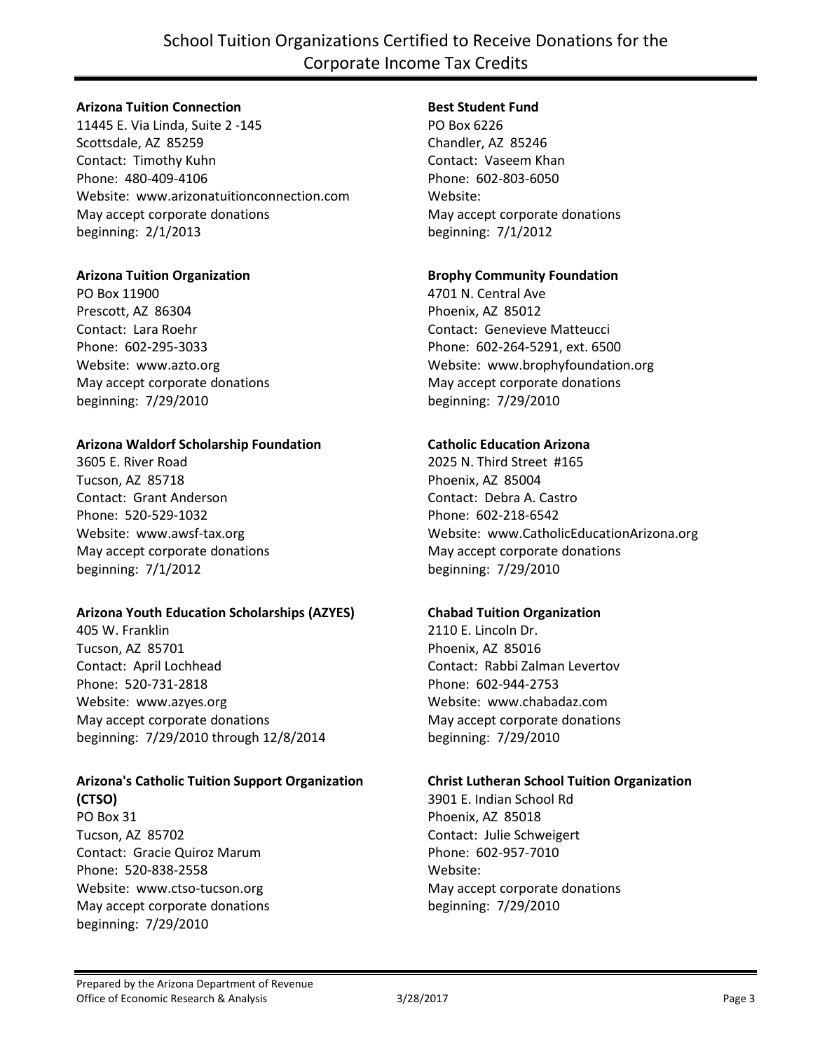# School Tuition Organizations Certified to Receive Donations for the Corporate Income Tax Credits

**Arizona Tuition Connection**
11445 E. Via Linda, Suite 2 -145
Scottsdale, AZ 85259
Contact: Timothy Kuhn
Phone: 480-409-4106
Website: www.arizonatuitionconnection.com
May accept corporate donations
beginning: 2/1/2013

**Arizona Tuition Organization**
PO Box 11900
Prescott, AZ 86304
Contact: Lara Roehr
Phone: 602-295-3033
Website: www.azto.org
May accept corporate donations
beginning: 7/29/2010

**Arizona Waldorf Scholarship Foundation**
3605 E. River Road
Tucson, AZ 85718
Contact: Grant Anderson
Phone: 520-529-1032
Website: www.awsf-tax.org
May accept corporate donations
beginning: 7/1/2012

**Arizona Youth Education Scholarships (AZYES)**
405 W. Franklin
Tucson, AZ 85701
Contact: April Lochhead
Phone: 520-731-2818
Website: www.azyes.org
May accept corporate donations
beginning: 7/29/2010 through 12/8/2014

**Arizona's Catholic Tuition Support Organization (CTSO)**
PO Box 31
Tucson, AZ 85702
Contact: Gracie Quiroz Marum
Phone: 520-838-2558
Website: www.ctso-tucson.org
May accept corporate donations
beginning: 7/29/2010

**Best Student Fund**
PO Box 6226
Chandler, AZ 85246
Contact: Vaseem Khan
Phone: 602-803-6050
Website:
May accept corporate donations
beginning: 7/1/2012

**Brophy Community Foundation**
4701 N. Central Ave
Phoenix, AZ 85012
Contact: Genevieve Matteucci
Phone: 602-264-5291, ext. 6500
Website: www.brophyfoundation.org
May accept corporate donations
beginning: 7/29/2010

**Catholic Education Arizona**
2025 N. Third Street #165
Phoenix, AZ 85004
Contact: Debra A. Castro
Phone: 602-218-6542
Website: www.CatholicEducationArizona.org
May accept corporate donations
beginning: 7/29/2010

**Chabad Tuition Organization**
2110 E. Lincoln Dr.
Phoenix, AZ 85016
Contact: Rabbi Zalman Levertov
Phone: 602-944-2753
Website: www.chabadaz.com
May accept corporate donations
beginning: 7/29/2010

**Christ Lutheran School Tuition Organization**
3901 E. Indian School Rd
Phoenix, AZ 85018
Contact: Julie Schweigert
Phone: 602-957-7010
Website:
May accept corporate donations
beginning: 7/29/2010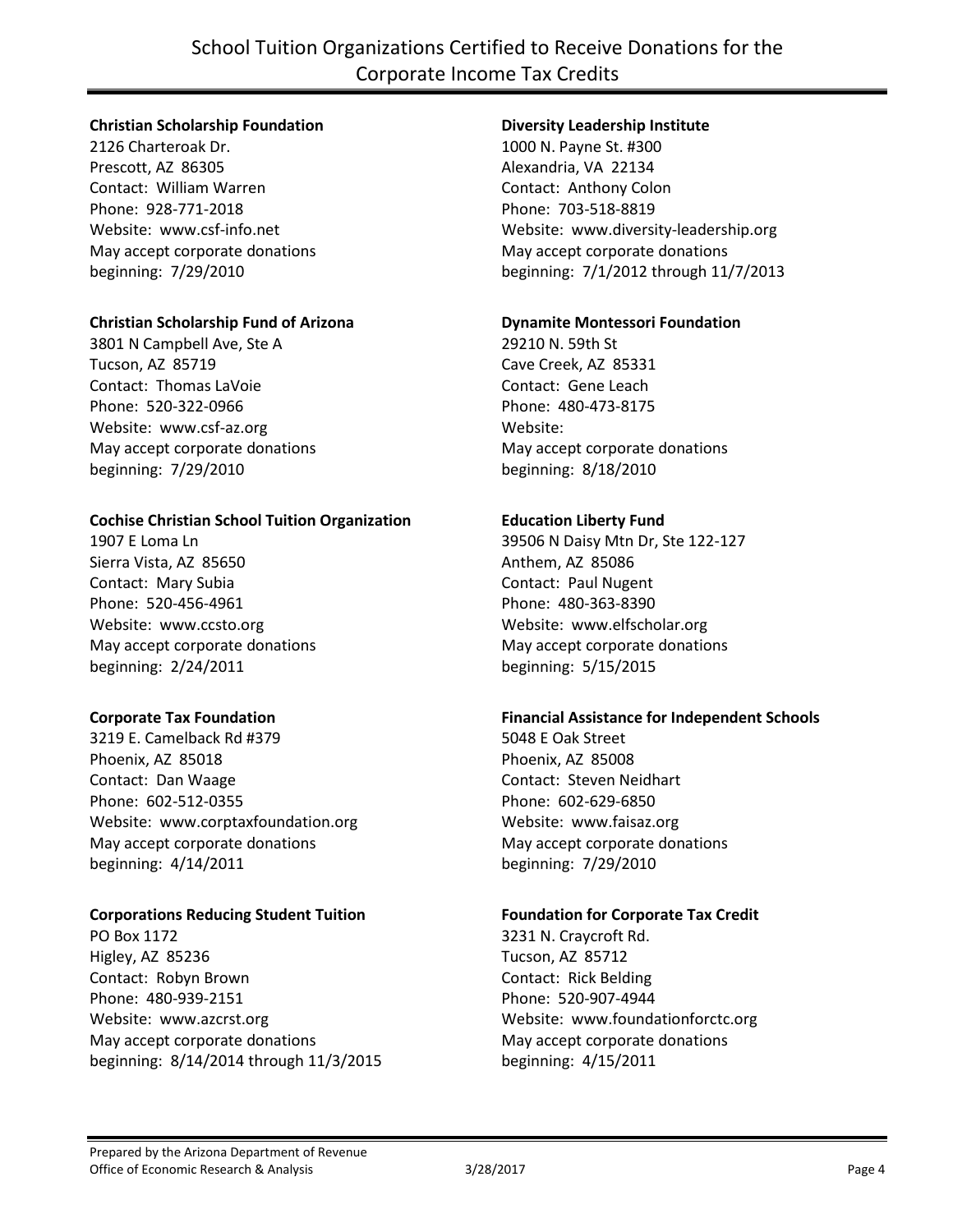# School Tuition Organizations Certified to Receive Donations for the Corporate Income Tax Credits

**Christian Scholarship Foundation**
2126 Charteroak Dr.
Prescott, AZ 86305
Contact: William Warren
Phone: 928-771-2018
Website: www.csf-info.net
May accept corporate donations
beginning: 7/29/2010

**Christian Scholarship Fund of Arizona**
3801 N Campbell Ave, Ste A
Tucson, AZ 85719
Contact: Thomas LaVoie
Phone: 520-322-0966
Website: www.csf-az.org
May accept corporate donations
beginning: 7/29/2010

**Cochise Christian School Tuition Organization**
1907 E Loma Ln
Sierra Vista, AZ 85650
Contact: Mary Subia
Phone: 520-456-4961
Website: www.ccsto.org
May accept corporate donations
beginning: 2/24/2011

**Corporate Tax Foundation**
3219 E. Camelback Rd #379
Phoenix, AZ 85018
Contact: Dan Waage
Phone: 602-512-0355
Website: www.corptaxfoundation.org
May accept corporate donations
beginning: 4/14/2011

**Corporations Reducing Student Tuition**
PO Box 1172
Higley, AZ 85236
Contact: Robyn Brown
Phone: 480-939-2151
Website: www.azcrst.org
May accept corporate donations
beginning: 8/14/2014 through 11/3/2015

**Diversity Leadership Institute**
1000 N. Payne St. #300
Alexandria, VA 22134
Contact: Anthony Colon
Phone: 703-518-8819
Website: www.diversity-leadership.org
May accept corporate donations
beginning: 7/1/2012 through 11/7/2013

**Dynamite Montessori Foundation**
29210 N. 59th St
Cave Creek, AZ 85331
Contact: Gene Leach
Phone: 480-473-8175
Website:
May accept corporate donations
beginning: 8/18/2010

**Education Liberty Fund**
39506 N Daisy Mtn Dr, Ste 122-127
Anthem, AZ 85086
Contact: Paul Nugent
Phone: 480-363-8390
Website: www.elfscholar.org
May accept corporate donations
beginning: 5/15/2015

**Financial Assistance for Independent Schools**
5048 E Oak Street
Phoenix, AZ 85008
Contact: Steven Neidhart
Phone: 602-629-6850
Website: www.faisaz.org
May accept corporate donations
beginning: 7/29/2010

**Foundation for Corporate Tax Credit**
3231 N. Craycroft Rd.
Tucson, AZ 85712
Contact: Rick Belding
Phone: 520-907-4944
Website: www.foundationforctc.org
May accept corporate donations
beginning: 4/15/2011

Prepared by the Arizona Department of Revenue
Office of Economic Research & Analysis 3/28/2017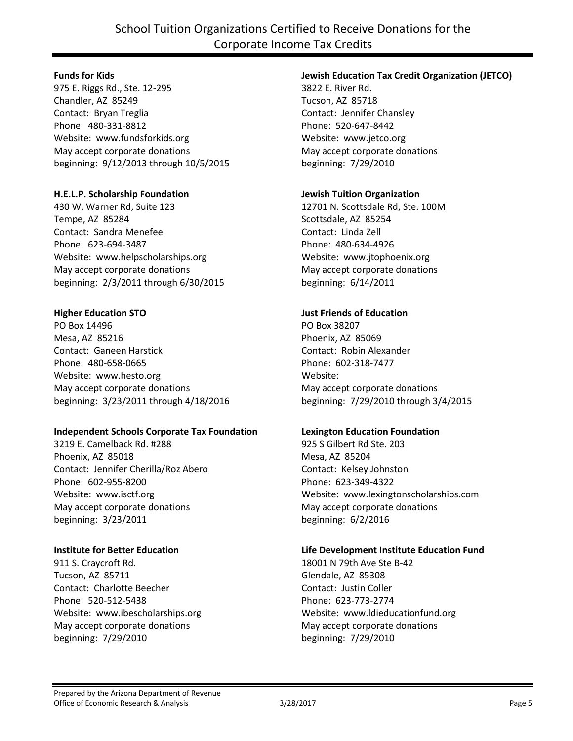# School Tuition Organizations Certified to Receive Donations for the Corporate Income Tax Credits

**Funds for Kids**
975 E. Riggs Rd., Ste. 12-295
Chandler, AZ 85249
Contact: Bryan Treglia
Phone: 480-331-8812
Website: www.fundsforkids.org
May accept corporate donations
beginning: 9/12/2013 through 10/5/2015

**H.E.L.P. Scholarship Foundation**
430 W. Warner Rd, Suite 123
Tempe, AZ 85284
Contact: Sandra Menefee
Phone: 623-694-3487
Website: www.helpscholarships.org
May accept corporate donations
beginning: 2/3/2011 through 6/30/2015

**Higher Education STO**
PO Box 14496
Mesa, AZ 85216
Contact: Ganeen Harstick
Phone: 480-658-0665
Website: www.hesto.org
May accept corporate donations
beginning: 3/23/2011 through 4/18/2016

**Independent Schools Corporate Tax Foundation**
3219 E. Camelback Rd. #288
Phoenix, AZ 85018
Contact: Jennifer Cherilla/Roz Abero
Phone: 602-955-8200
Website: www.isctf.org
May accept corporate donations
beginning: 3/23/2011

**Institute for Better Education**
911 S. Craycroft Rd.
Tucson, AZ 85711
Contact: Charlotte Beecher
Phone: 520-512-5438
Website: www.ibescholarships.org
May accept corporate donations
beginning: 7/29/2010

**Jewish Education Tax Credit Organization (JETCO)**
3822 E. River Rd.
Tucson, AZ 85718
Contact: Jennifer Chansley
Phone: 520-647-8442
Website: www.jetco.org
May accept corporate donations
beginning: 7/29/2010

**Jewish Tuition Organization**
12701 N. Scottsdale Rd, Ste. 100M
Scottsdale, AZ 85254
Contact: Linda Zell
Phone: 480-634-4926
Website: www.jtophoenix.org
May accept corporate donations
beginning: 6/14/2011

**Just Friends of Education**
PO Box 38207
Phoenix, AZ 85069
Contact: Robin Alexander
Phone: 602-318-7477
Website:
May accept corporate donations
beginning: 7/29/2010 through 3/4/2015

**Lexington Education Foundation**
925 S Gilbert Rd Ste. 203
Mesa, AZ 85204
Contact: Kelsey Johnston
Phone: 623-349-4322
Website: www.lexingtonscholarships.com
May accept corporate donations
beginning: 6/2/2016

**Life Development Institute Education Fund**
18001 N 79th Ave Ste B-42
Glendale, AZ 85308
Contact: Justin Coller
Phone: 623-773-2774
Website: www.ldieducationfund.org
May accept corporate donations
beginning: 7/29/2010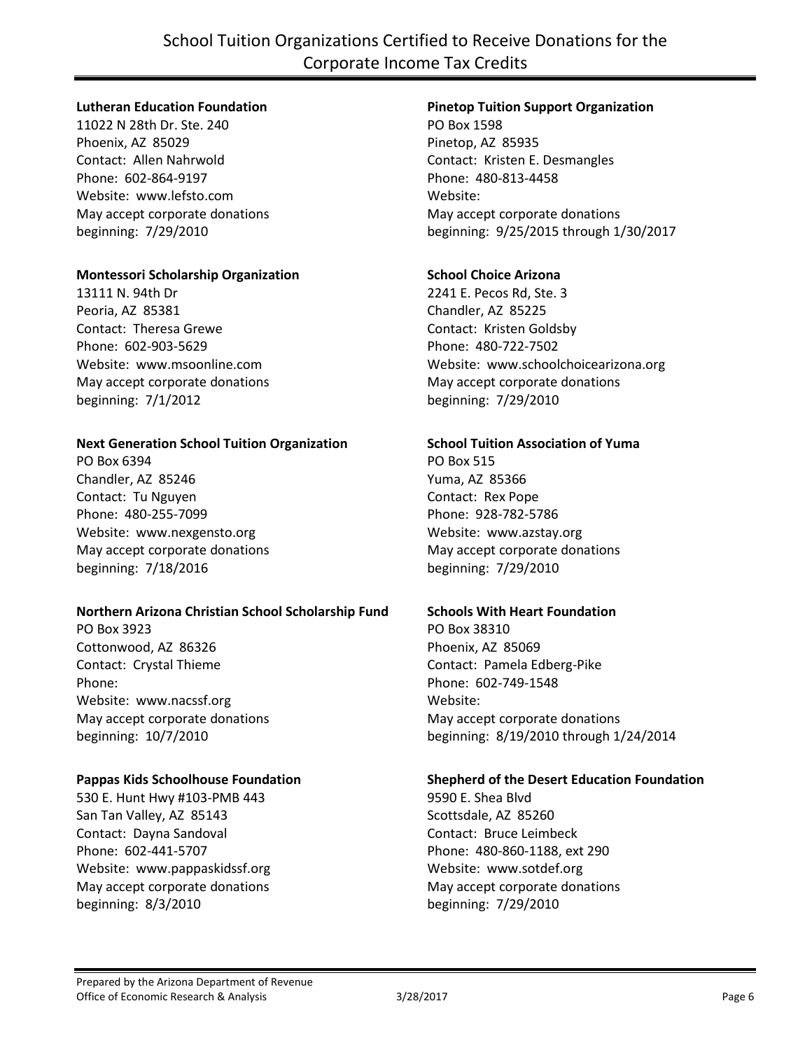**Lutheran Education Foundation**
11022 N 28th Dr. Ste. 240
Phoenix, AZ 85029
Contact: Allen Nahrwold
Phone: 602-864-9197
Website: www.lefsto.com
May accept corporate donations
beginning: 7/29/2010

**Montessori Scholarship Organization**
13111 N. 94th Dr
Peoria, AZ 85381
Contact: Theresa Grewe
Phone: 602-903-5629
Website: www.msoonline.com
May accept corporate donations
beginning: 7/1/2012

**Next Generation School Tuition Organization**
PO Box 6394
Chandler, AZ 85246
Contact: Tu Nguyen
Phone: 480-255-7099
Website: www.nexgensto.org
May accept corporate donations
beginning: 7/18/2016

**Northern Arizona Christian School Scholarship Fund**
PO Box 3923
Cottonwood, AZ 86326
Contact: Crystal Thieme
Phone:
Website: www.nacssf.org
May accept corporate donations
beginning: 10/7/2010

**Pappas Kids Schoolhouse Foundation**
530 E. Hunt Hwy #103-PMB 443
San Tan Valley, AZ 85143
Contact: Dayna Sandoval
Phone: 602-441-5707
Website: www.pappaskidssf.org
May accept corporate donations
beginning: 8/3/2010

**Pinetop Tuition Support Organization**
PO Box 1598
Pinetop, AZ 85935
Contact: Kristen E. Desmangles
Phone: 480-813-4458
Website:
May accept corporate donations
beginning: 9/25/2015 through 1/30/2017

**School Choice Arizona**
2241 E. Pecos Rd, Ste. 3
Chandler, AZ 85225
Contact: Kristen Goldsby
Phone: 480-722-7502
Website: www.schoolchoicearizona.org
May accept corporate donations
beginning: 7/29/2010

**School Tuition Association of Yuma**
PO Box 515
Yuma, AZ 85366
Contact: Rex Pope
Phone: 928-782-5786
Website: www.azstay.org
May accept corporate donations
beginning: 7/29/2010

**Schools With Heart Foundation**
PO Box 38310
Phoenix, AZ 85069
Contact: Pamela Edberg-Pike
Phone: 602-749-1548
Website:
May accept corporate donations
beginning: 8/19/2010 through 1/24/2014

**Shepherd of the Desert Education Foundation**
9590 E. Shea Blvd
Scottsdale, AZ 85260
Contact: Bruce Leimbeck
Phone: 480-860-1188, ext 290
Website: www.sotdef.org
May accept corporate donations
beginning: 7/29/2010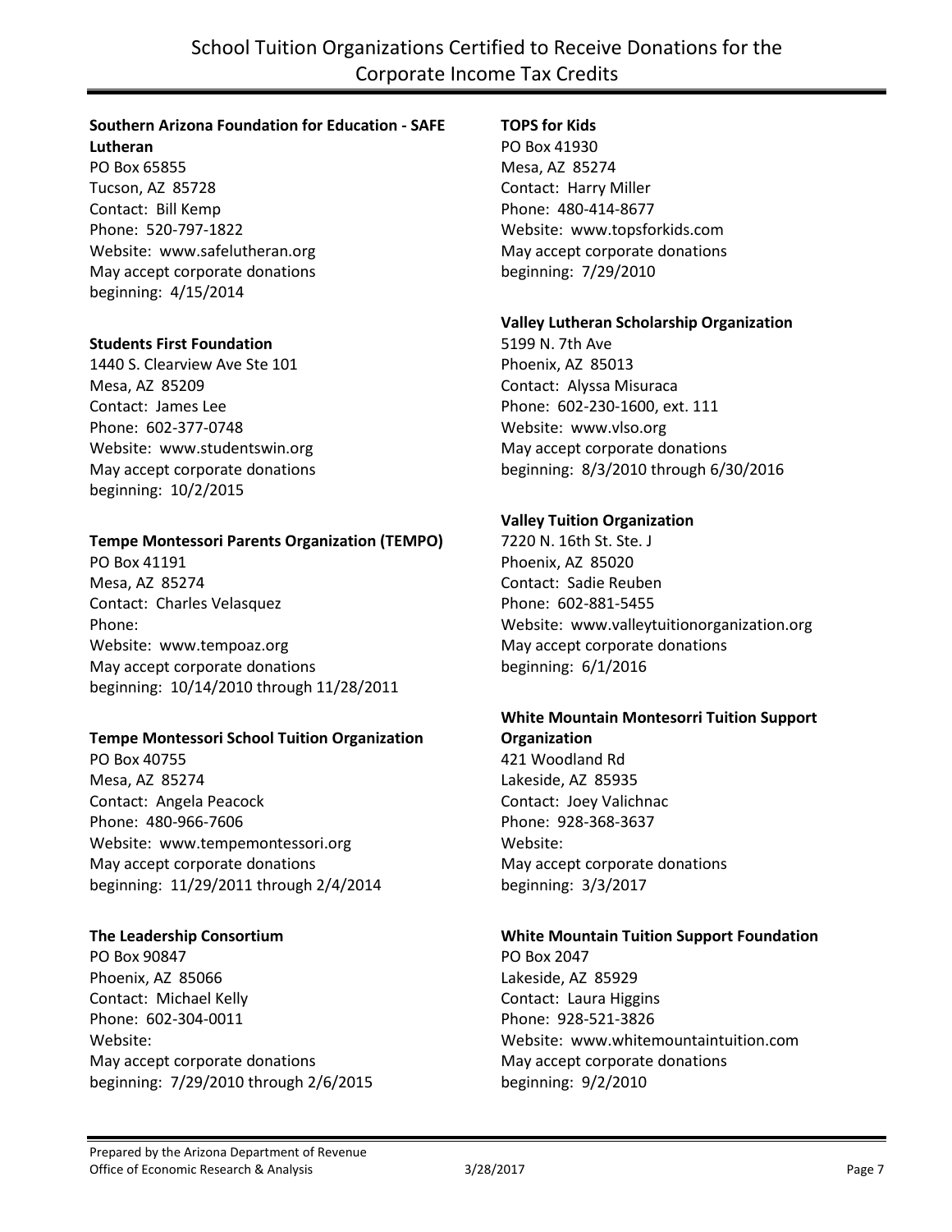# School Tuition Organizations Certified to Receive Donations for the Corporate Income Tax Credits

**Southern Arizona Foundation for Education - SAFE Lutheran**
PO Box 65855
Tucson, AZ 85728
Contact: Bill Kemp
Phone: 520-797-1822
Website: www.safelutheran.org
May accept corporate donations beginning: 4/15/2014

**Students First Foundation**
1440 S. Clearview Ave Ste 101
Mesa, AZ 85209
Contact: James Lee
Phone: 602-377-0748
Website: www.studentswin.org
May accept corporate donations beginning: 10/2/2015

**Tempe Montessori Parents Organization (TEMPO)**
PO Box 41191
Mesa, AZ 85274
Contact: Charles Velasquez
Phone:
Website: www.tempoaz.org
May accept corporate donations beginning: 10/14/2010 through 11/28/2011

**Tempe Montessori School Tuition Organization**
PO Box 40755
Mesa, AZ 85274
Contact: Angela Peacock
Phone: 480-966-7606
Website: www.tempemontessori.org
May accept corporate donations beginning: 11/29/2011 through 2/4/2014

**The Leadership Consortium**
PO Box 90847
Phoenix, AZ 85066
Contact: Michael Kelly
Phone: 602-304-0011
Website:
May accept corporate donations beginning: 7/29/2010 through 2/6/2015

**TOPS for Kids**
PO Box 41930
Mesa, AZ 85274
Contact: Harry Miller
Phone: 480-414-8677
Website: www.topsforkids.com
May accept corporate donations beginning: 7/29/2010

**Valley Lutheran Scholarship Organization**
5199 N. 7th Ave
Phoenix, AZ 85013
Contact: Alyssa Misuraca
Phone: 602-230-1600, ext. 111
Website: www.vlso.org
May accept corporate donations beginning: 8/3/2010 through 6/30/2016

**Valley Tuition Organization**
7220 N. 16th St. Ste. J
Phoenix, AZ 85020
Contact: Sadie Reuben
Phone: 602-881-5455
Website: www.valleytuitionorganization.org
May accept corporate donations beginning: 6/1/2016

**White Mountain Montesorri Tuition Support Organization**
421 Woodland Rd
Lakeside, AZ 85935
Contact: Joey Valichnac
Phone: 928-368-3637
Website:
May accept corporate donations beginning: 3/3/2017

**White Mountain Tuition Support Foundation**
PO Box 2047
Lakeside, AZ 85929
Contact: Laura Higgins
Phone: 928-521-3826
Website: www.whitemountaintuition.com
May accept corporate donations beginning: 9/2/2010

Prepared by the Arizona Department of Revenue
Office of Economic Research & Analysis 3/28/2017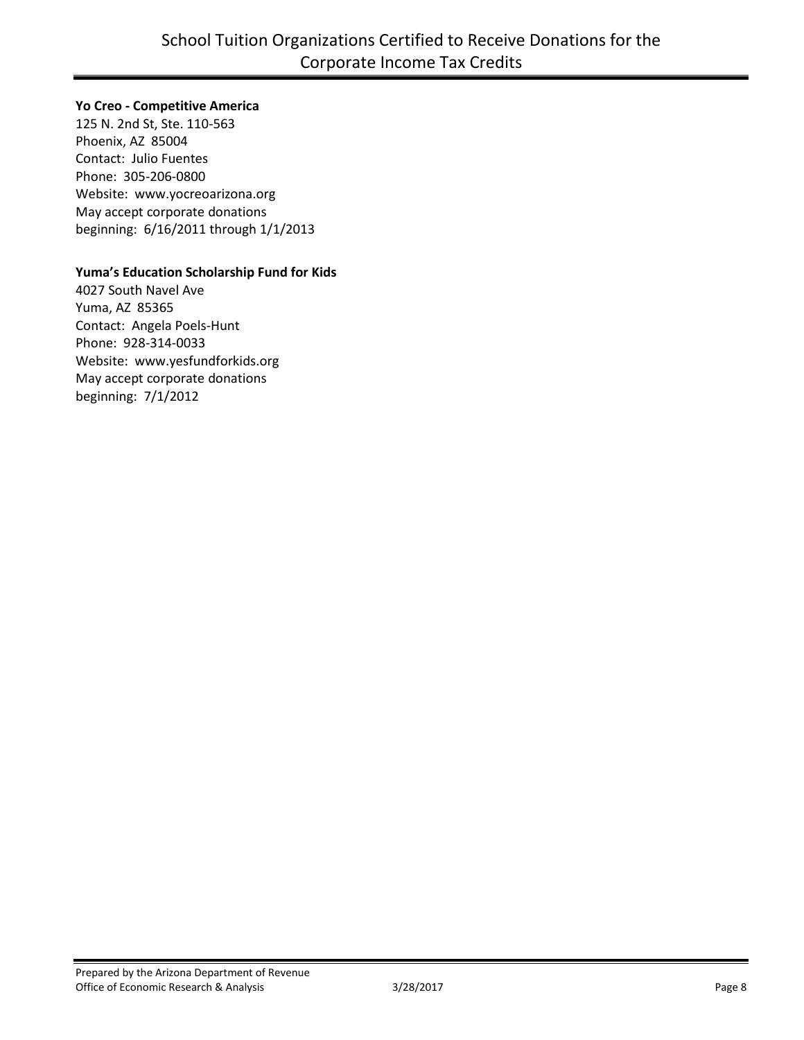**Yo Creo - Competitive America**
125 N. 2nd St, Ste. 110-563
Phoenix, AZ 85004
Contact: Julio Fuentes
Phone: 305-206-0800
Website: www.yocreoarizona.org
May accept corporate donations
beginning: 6/16/2011 through 1/1/2013

**Yuma's Education Scholarship Fund for Kids**
4027 South Navel Ave
Yuma, AZ 85365
Contact: Angela Poels-Hunt
Phone: 928-314-0033
Website: www.yesfundforkids.org
May accept corporate donations
beginning: 7/1/2012